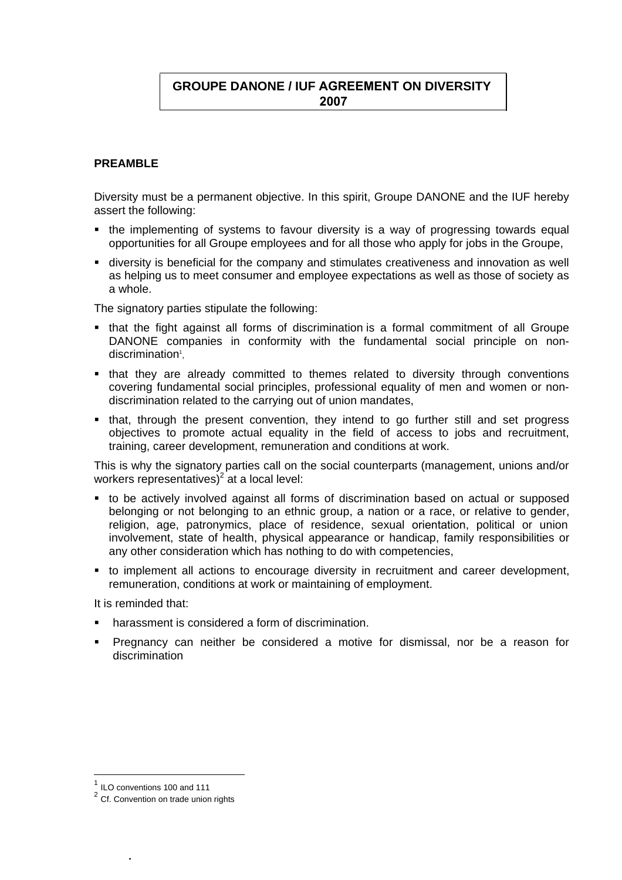# GROUPE DANONE / IUF AGREEMENT ON DIVERSITY 2007

## PREAMBLE

Diversity must be a permanent objective. In this spirit, Groupe DANONE and the IUF hereby assert the following:

- the implementing of systems to favour diversity is a way of progressing towards equal opportunities for all Groupe employees and for all those who apply for jobs in the Groupe,
- diversity is beneficial for the company and stimulates creativeness and innovation as well as helping us to meet consumer and employee expectations as well as those of society as a whole.

The signatory parties stipulate the following:

- that the fight against all forms of discrimination is a formal commitment of all Groupe DANONE companies in conformity with the fundamental social principle on non-discrimination[1],
- that they are already committed to themes related to diversity through conventions covering fundamental social principles, professional equality of men and women or non-discrimination related to the carrying out of union mandates,
- that, through the present convention, they intend to go further still and set progress objectives to promote actual equality in the field of access to jobs and recruitment, training, career development, remuneration and conditions at work.

This is why the signatory parties call on the social counterparts (management, unions and/or workers representatives)[2] at a local level:

- to be actively involved against all forms of discrimination based on actual or supposed belonging or not belonging to an ethnic group, a nation or a race, or relative to gender, religion, age, patronymics, place of residence, sexual orientation, political or union involvement, state of health, physical appearance or handicap, family responsibilities or any other consideration which has nothing to do with competencies,
- to implement all actions to encourage diversity in recruitment and career development, remuneration, conditions at work or maintaining of employment.

It is reminded that:

- harassment is considered a form of discrimination.
- Pregnancy can neither be considered a motive for dismissal, nor be a reason for discrimination

---

[1] ILO conventions 100 and 111

[2] Cf. Convention on trade union rights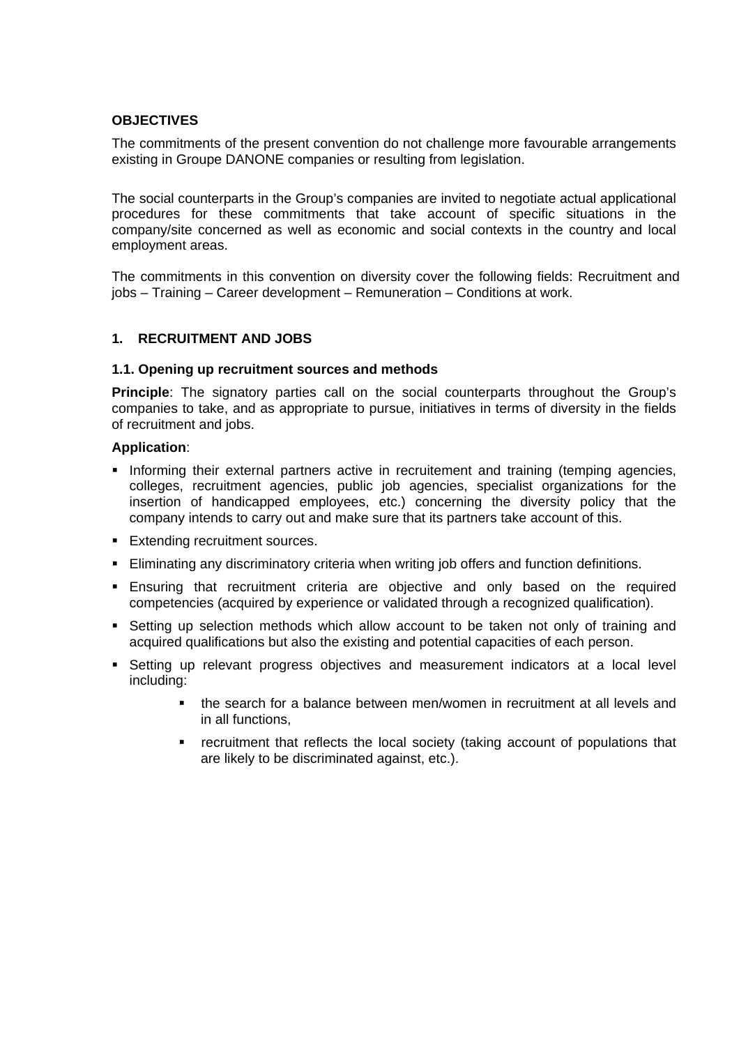**OBJECTIVES**

The commitments of the present convention do not challenge more favourable arrangements existing in Groupe DANONE companies or resulting from legislation.

The social counterparts in the Group's companies are invited to negotiate actual applicational procedures for these commitments that take account of specific situations in the company/site concerned as well as economic and social contexts in the country and local employment areas.

The commitments in this convention on diversity cover the following fields: Recruitment and jobs – Training – Career development – Remuneration – Conditions at work.

## 1. RECRUITMENT AND JOBS

### 1.1. Opening up recruitment sources and methods

**Principle**: The signatory parties call on the social counterparts throughout the Group's companies to take, and as appropriate to pursue, initiatives in terms of diversity in the fields of recruitment and jobs.

**Application**:

- Informing their external partners active in recruitement and training (temping agencies, colleges, recruitment agencies, public job agencies, specialist organizations for the insertion of handicapped employees, etc.) concerning the diversity policy that the company intends to carry out and make sure that its partners take account of this.
- Extending recruitment sources.
- Eliminating any discriminatory criteria when writing job offers and function definitions.
- Ensuring that recruitment criteria are objective and only based on the required competencies (acquired by experience or validated through a recognized qualification).
- Setting up selection methods which allow account to be taken not only of training and acquired qualifications but also the existing and potential capacities of each person.
- Setting up relevant progress objectives and measurement indicators at a local level including:
    - the search for a balance between men/women in recruitment at all levels and in all functions,
    - recruitment that reflects the local society (taking account of populations that are likely to be discriminated against, etc.).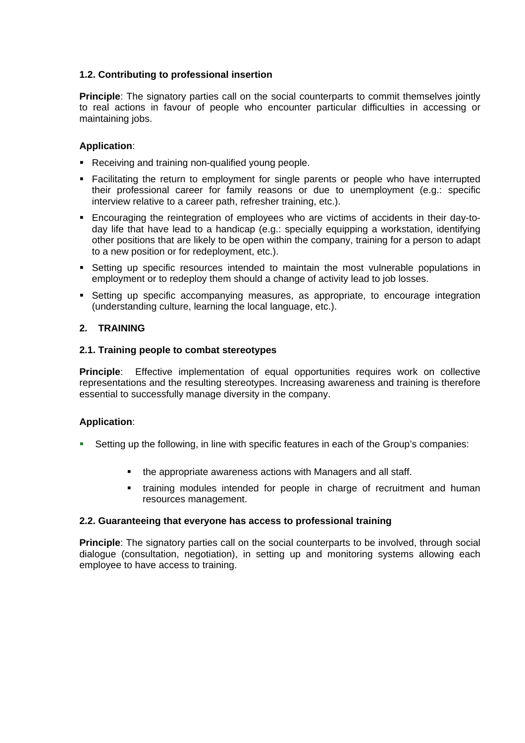### 1.2. Contributing to professional insertion

**Principle**: The signatory parties call on the social counterparts to commit themselves jointly to real actions in favour of people who encounter particular difficulties in accessing or maintaining jobs.

**Application**:

- Receiving and training non-qualified young people.
- Facilitating the return to employment for single parents or people who have interrupted their professional career for family reasons or due to unemployment (e.g.: specific interview relative to a career path, refresher training, etc.).
- Encouraging the reintegration of employees who are victims of accidents in their day-to-day life that have lead to a handicap (e.g.: specially equipping a workstation, identifying other positions that are likely to be open within the company, training for a person to adapt to a new position or for redeployment, etc.).
- Setting up specific resources intended to maintain the most vulnerable populations in employment or to redeploy them should a change of activity lead to job losses.
- Setting up specific accompanying measures, as appropriate, to encourage integration (understanding culture, learning the local language, etc.).

## 2. TRAINING

### 2.1. Training people to combat stereotypes

**Principle**: Effective implementation of equal opportunities requires work on collective representations and the resulting stereotypes. Increasing awareness and training is therefore essential to successfully manage diversity in the company.

**Application**:

- Setting up the following, in line with specific features in each of the Group's companies:
  - the appropriate awareness actions with Managers and all staff.
  - training modules intended for people in charge of recruitment and human resources management.

### 2.2. Guaranteeing that everyone has access to professional training

**Principle**: The signatory parties call on the social counterparts to be involved, through social dialogue (consultation, negotiation), in setting up and monitoring systems allowing each employee to have access to training.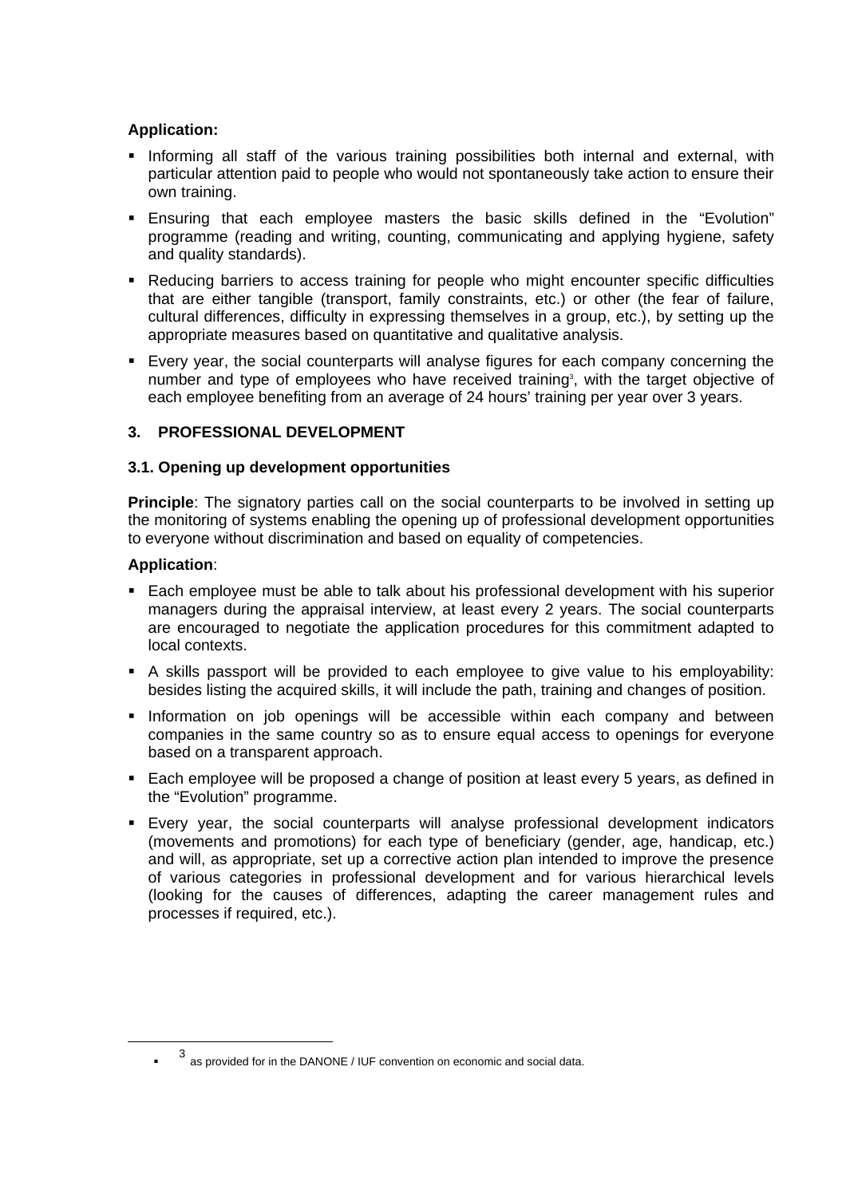**Application:**

- Informing all staff of the various training possibilities both internal and external, with particular attention paid to people who would not spontaneously take action to ensure their own training.
- Ensuring that each employee masters the basic skills defined in the "Evolution" programme (reading and writing, counting, communicating and applying hygiene, safety and quality standards).
- Reducing barriers to access training for people who might encounter specific difficulties that are either tangible (transport, family constraints, etc.) or other (the fear of failure, cultural differences, difficulty in expressing themselves in a group, etc.), by setting up the appropriate measures based on quantitative and qualitative analysis.
- Every year, the social counterparts will analyse figures for each company concerning the number and type of employees who have received training[3], with the target objective of each employee benefiting from an average of 24 hours' training per year over 3 years.

## 3. PROFESSIONAL DEVELOPMENT

### 3.1. Opening up development opportunities

**Principle**: The signatory parties call on the social counterparts to be involved in setting up the monitoring of systems enabling the opening up of professional development opportunities to everyone without discrimination and based on equality of competencies.

**Application**:

- Each employee must be able to talk about his professional development with his superior managers during the appraisal interview, at least every 2 years. The social counterparts are encouraged to negotiate the application procedures for this commitment adapted to local contexts.
- A skills passport will be provided to each employee to give value to his employability: besides listing the acquired skills, it will include the path, training and changes of position.
- Information on job openings will be accessible within each company and between companies in the same country so as to ensure equal access to openings for everyone based on a transparent approach.
- Each employee will be proposed a change of position at least every 5 years, as defined in the "Evolution" programme.
- Every year, the social counterparts will analyse professional development indicators (movements and promotions) for each type of beneficiary (gender, age, handicap, etc.) and will, as appropriate, set up a corrective action plan intended to improve the presence of various categories in professional development and for various hierarchical levels (looking for the causes of differences, adapting the career management rules and processes if required, etc.).

---

[3] as provided for in the DANONE / IUF convention on economic and social data.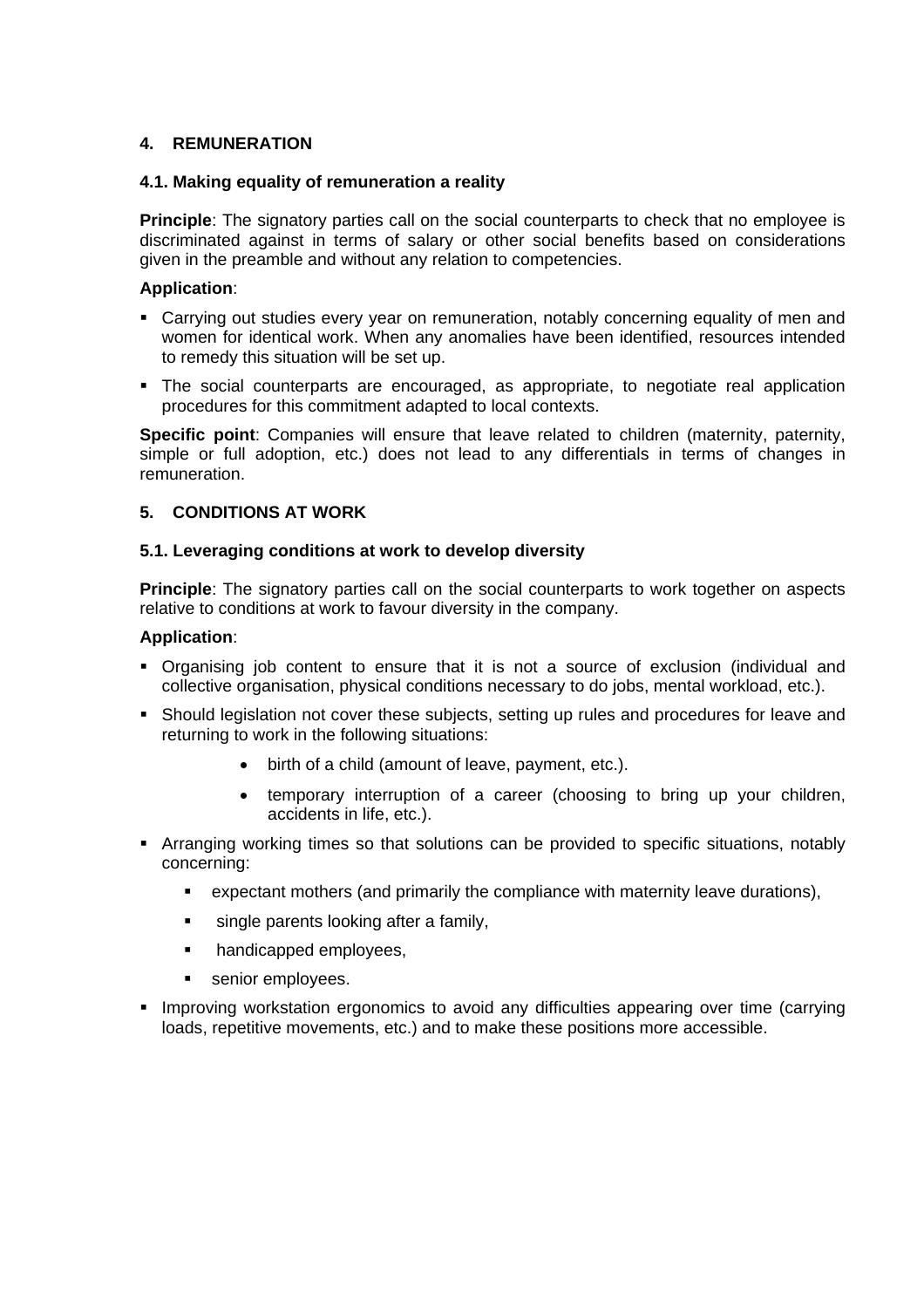## 4. REMUNERATION

### 4.1. Making equality of remuneration a reality

**Principle**: The signatory parties call on the social counterparts to check that no employee is discriminated against in terms of salary or other social benefits based on considerations given in the preamble and without any relation to competencies.

**Application**:

- Carrying out studies every year on remuneration, notably concerning equality of men and women for identical work. When any anomalies have been identified, resources intended to remedy this situation will be set up.
- The social counterparts are encouraged, as appropriate, to negotiate real application procedures for this commitment adapted to local contexts.

**Specific point**: Companies will ensure that leave related to children (maternity, paternity, simple or full adoption, etc.) does not lead to any differentials in terms of changes in remuneration.

## 5. CONDITIONS AT WORK

### 5.1. Leveraging conditions at work to develop diversity

**Principle**: The signatory parties call on the social counterparts to work together on aspects relative to conditions at work to favour diversity in the company.

**Application**:

- Organising job content to ensure that it is not a source of exclusion (individual and collective organisation, physical conditions necessary to do jobs, mental workload, etc.).
- Should legislation not cover these subjects, setting up rules and procedures for leave and returning to work in the following situations:
  - birth of a child (amount of leave, payment, etc.).
  - temporary interruption of a career (choosing to bring up your children, accidents in life, etc.).
- Arranging working times so that solutions can be provided to specific situations, notably concerning:
  - expectant mothers (and primarily the compliance with maternity leave durations),
  - single parents looking after a family,
  - handicapped employees,
  - senior employees.
- Improving workstation ergonomics to avoid any difficulties appearing over time (carrying loads, repetitive movements, etc.) and to make these positions more accessible.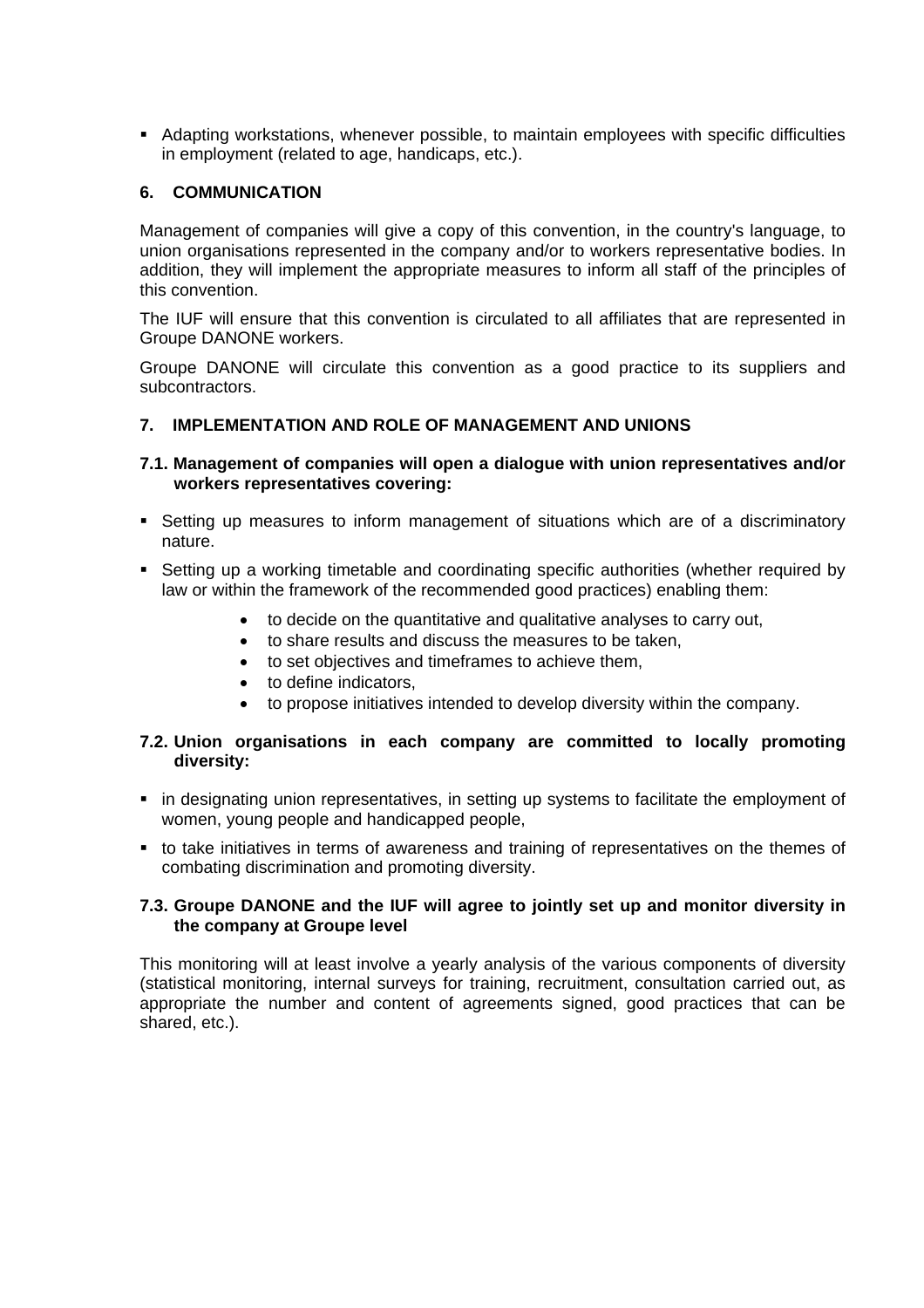- Adapting workstations, whenever possible, to maintain employees with specific difficulties in employment (related to age, handicaps, etc.).

## 6. COMMUNICATION

Management of companies will give a copy of this convention, in the country's language, to union organisations represented in the company and/or to workers representative bodies. In addition, they will implement the appropriate measures to inform all staff of the principles of this convention.

The IUF will ensure that this convention is circulated to all affiliates that are represented in Groupe DANONE workers.

Groupe DANONE will circulate this convention as a good practice to its suppliers and subcontractors.

## 7. IMPLEMENTATION AND ROLE OF MANAGEMENT AND UNIONS

### 7.1. Management of companies will open a dialogue with union representatives and/or workers representatives covering:

- Setting up measures to inform management of situations which are of a discriminatory nature.
- Setting up a working timetable and coordinating specific authorities (whether required by law or within the framework of the recommended good practices) enabling them:
    - to decide on the quantitative and qualitative analyses to carry out,
    - to share results and discuss the measures to be taken,
    - to set objectives and timeframes to achieve them,
    - to define indicators,
    - to propose initiatives intended to develop diversity within the company.

### 7.2. Union organisations in each company are committed to locally promoting diversity:

- in designating union representatives, in setting up systems to facilitate the employment of women, young people and handicapped people,
- to take initiatives in terms of awareness and training of representatives on the themes of combating discrimination and promoting diversity.

### 7.3. Groupe DANONE and the IUF will agree to jointly set up and monitor diversity in the company at Groupe level

This monitoring will at least involve a yearly analysis of the various components of diversity (statistical monitoring, internal surveys for training, recruitment, consultation carried out, as appropriate the number and content of agreements signed, good practices that can be shared, etc.).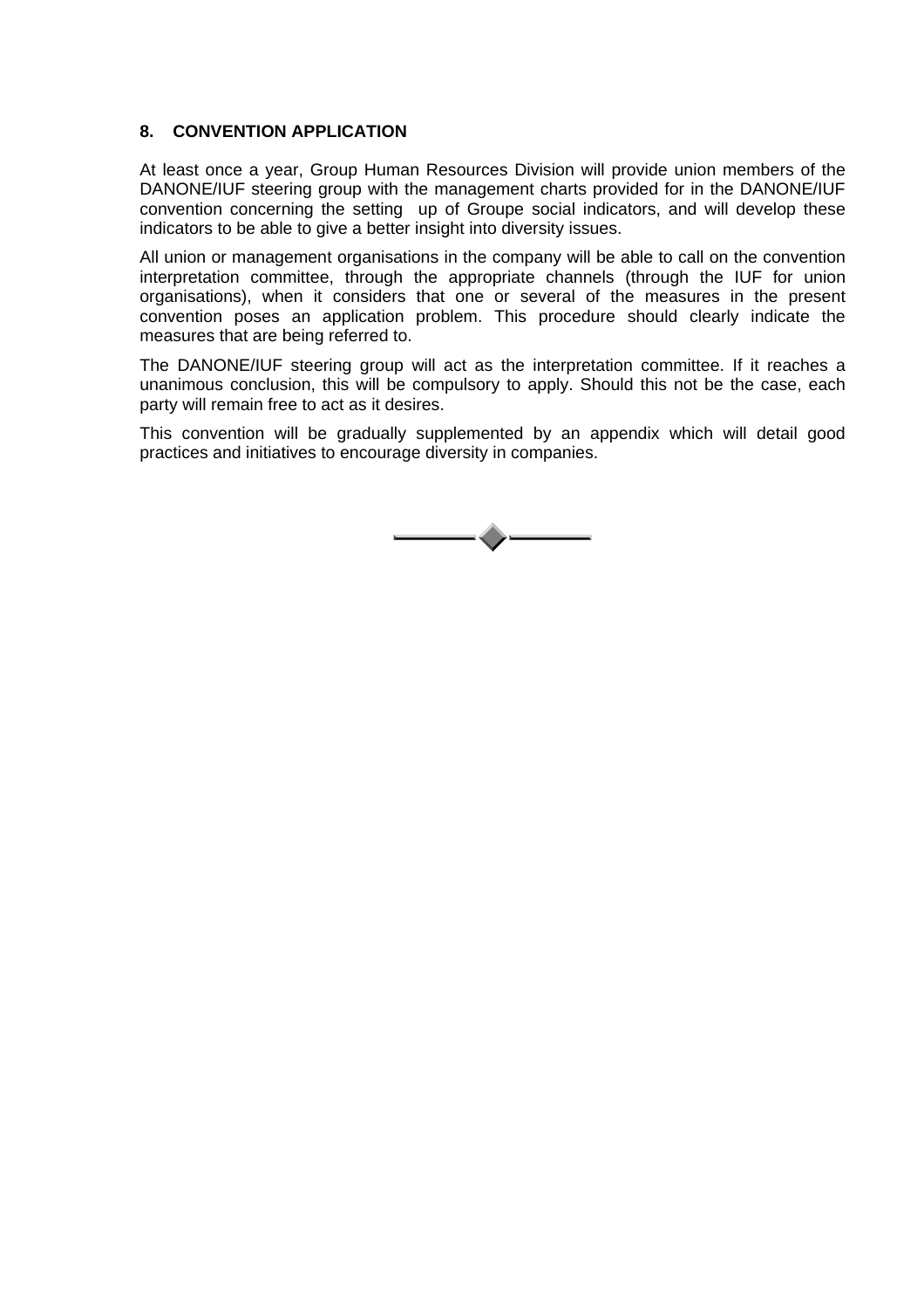## 8. CONVENTION APPLICATION

At least once a year, Group Human Resources Division will provide union members of the DANONE/IUF steering group with the management charts provided for in the DANONE/IUF convention concerning the setting up of Groupe social indicators, and will develop these indicators to be able to give a better insight into diversity issues.

All union or management organisations in the company will be able to call on the convention interpretation committee, through the appropriate channels (through the IUF for union organisations), when it considers that one or several of the measures in the present convention poses an application problem. This procedure should clearly indicate the measures that are being referred to.

The DANONE/IUF steering group will act as the interpretation committee. If it reaches a unanimous conclusion, this will be compulsory to apply. Should this not be the case, each party will remain free to act as it desires.

This convention will be gradually supplemented by an appendix which will detail good practices and initiatives to encourage diversity in companies.